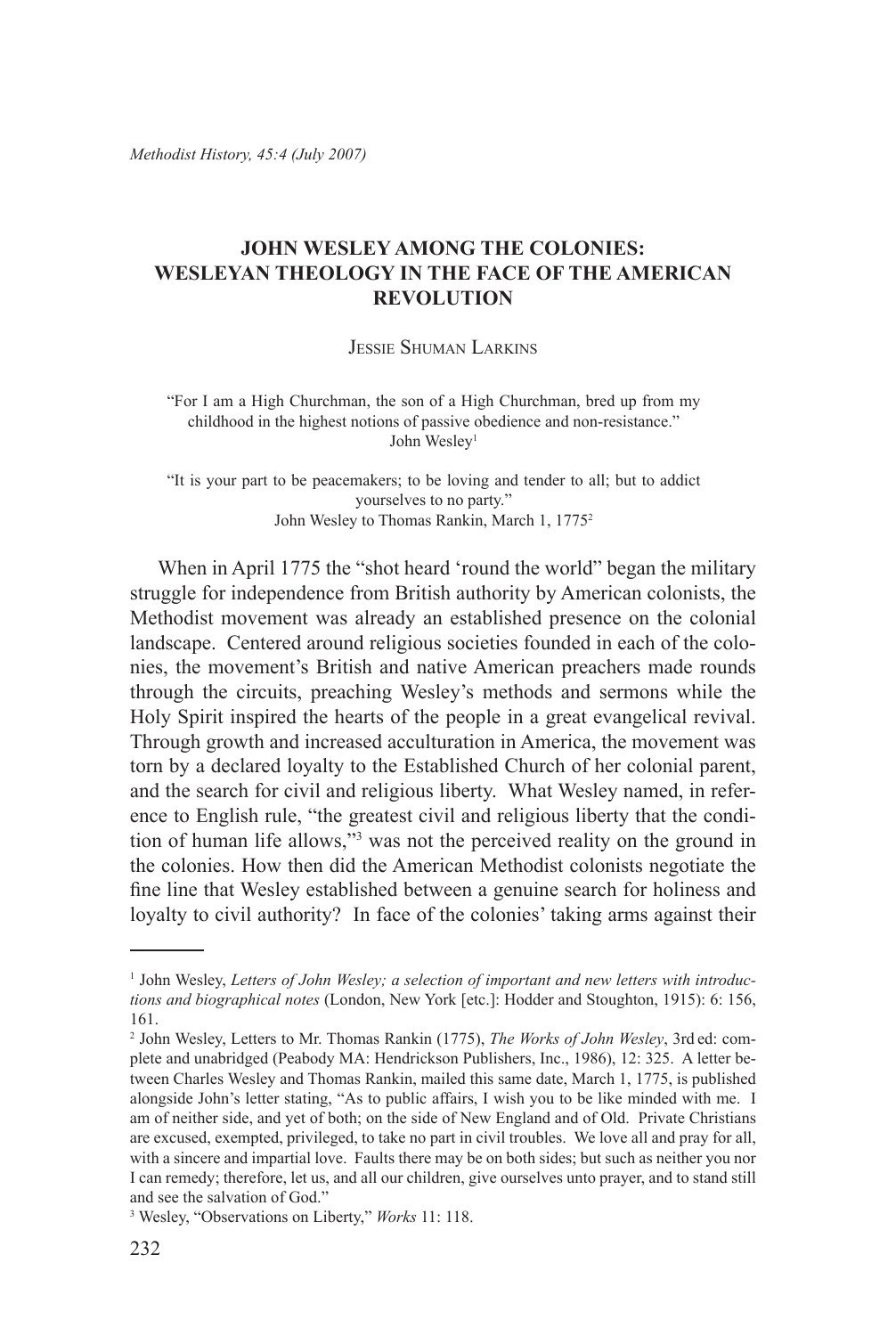# JOHN WESLEY AMONG THE COLONIES: WESLEYAN THEOLOGY IN THE FACE OF THE AMERICAN REVOLUTION

Jessie Shuman Larkins

> "For I am a High Churchman, the son of a High Churchman, bred up from my childhood in the highest notions of passive obedience and non-resistance."
> John Wesley[1]

> "It is your part to be peacemakers; to be loving and tender to all; but to addict yourselves to no party."
> John Wesley to Thomas Rankin, March 1, 1775[2]

When in April 1775 the "shot heard 'round the world" began the military struggle for independence from British authority by American colonists, the Methodist movement was already an established presence on the colonial landscape. Centered around religious societies founded in each of the colonies, the movement's British and native American preachers made rounds through the circuits, preaching Wesley's methods and sermons while the Holy Spirit inspired the hearts of the people in a great evangelical revival. Through growth and increased acculturation in America, the movement was torn by a declared loyalty to the Established Church of her colonial parent, and the search for civil and religious liberty. What Wesley named, in reference to English rule, "the greatest civil and religious liberty that the condition of human life allows,"[3] was not the perceived reality on the ground in the colonies. How then did the American Methodist colonists negotiate the fine line that Wesley established between a genuine search for holiness and loyalty to civil authority? In face of the colonies' taking arms against their

---

[1] John Wesley, *Letters of John Wesley; a selection of important and new letters with introductions and biographical notes* (London, New York [etc.]: Hodder and Stoughton, 1915): 6: 156, 161.

[2] John Wesley, Letters to Mr. Thomas Rankin (1775), *The Works of John Wesley*, 3rd ed: complete and unabridged (Peabody MA: Hendrickson Publishers, Inc., 1986), 12: 325. A letter between Charles Wesley and Thomas Rankin, mailed this same date, March 1, 1775, is published alongside John's letter stating, "As to public affairs, I wish you to be like minded with me. I am of neither side, and yet of both; on the side of New England and of Old. Private Christians are excused, exempted, privileged, to take no part in civil troubles. We love all and pray for all, with a sincere and impartial love. Faults there may be on both sides; but such as neither you nor I can remedy; therefore, let us, and all our children, give ourselves unto prayer, and to stand still and see the salvation of God."

[3] Wesley, "Observations on Liberty," *Works* 11: 118.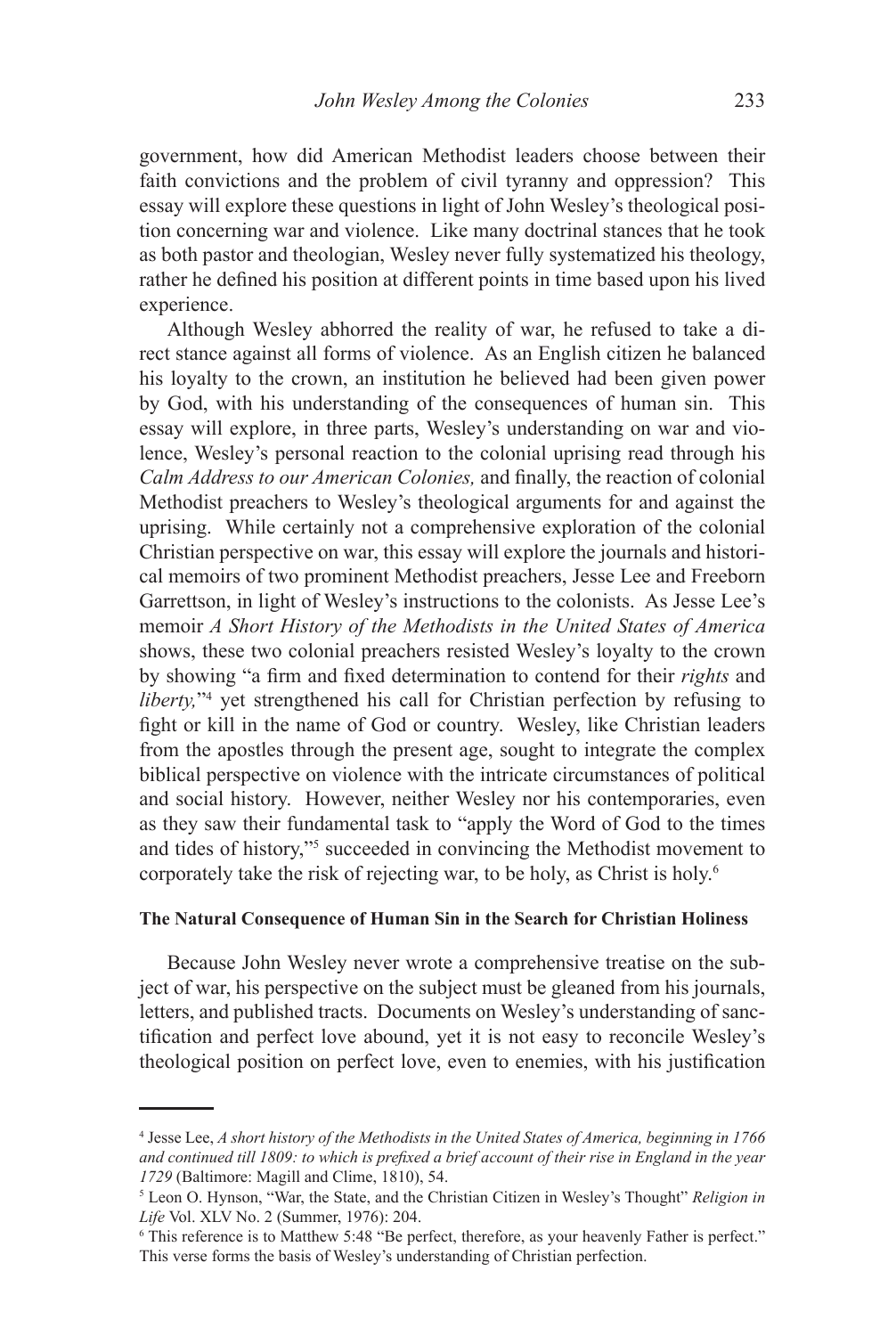government, how did American Methodist leaders choose between their faith convictions and the problem of civil tyranny and oppression? This essay will explore these questions in light of John Wesley's theological position concerning war and violence. Like many doctrinal stances that he took as both pastor and theologian, Wesley never fully systematized his theology, rather he defined his position at different points in time based upon his lived experience.

Although Wesley abhorred the reality of war, he refused to take a direct stance against all forms of violence. As an English citizen he balanced his loyalty to the crown, an institution he believed had been given power by God, with his understanding of the consequences of human sin. This essay will explore, in three parts, Wesley's understanding on war and violence, Wesley's personal reaction to the colonial uprising read through his *Calm Address to our American Colonies,* and finally, the reaction of colonial Methodist preachers to Wesley's theological arguments for and against the uprising. While certainly not a comprehensive exploration of the colonial Christian perspective on war, this essay will explore the journals and historical memoirs of two prominent Methodist preachers, Jesse Lee and Freeborn Garrettson, in light of Wesley's instructions to the colonists. As Jesse Lee's memoir *A Short History of the Methodists in the United States of America* shows, these two colonial preachers resisted Wesley's loyalty to the crown by showing "a firm and fixed determination to contend for their *rights* and *liberty,*"[4] yet strengthened his call for Christian perfection by refusing to fight or kill in the name of God or country. Wesley, like Christian leaders from the apostles through the present age, sought to integrate the complex biblical perspective on violence with the intricate circumstances of political and social history. However, neither Wesley nor his contemporaries, even as they saw their fundamental task to "apply the Word of God to the times and tides of history,"[5] succeeded in convincing the Methodist movement to corporately take the risk of rejecting war, to be holy, as Christ is holy.[6]

**The Natural Consequence of Human Sin in the Search for Christian Holiness**

Because John Wesley never wrote a comprehensive treatise on the subject of war, his perspective on the subject must be gleaned from his journals, letters, and published tracts. Documents on Wesley's understanding of sanctification and perfect love abound, yet it is not easy to reconcile Wesley's theological position on perfect love, even to enemies, with his justification

---

[4] Jesse Lee, *A short history of the Methodists in the United States of America, beginning in 1766 and continued till 1809: to which is prefixed a brief account of their rise in England in the year 1729* (Baltimore: Magill and Clime, 1810), 54.

[5] Leon O. Hynson, "War, the State, and the Christian Citizen in Wesley's Thought" *Religion in Life* Vol. XLV No. 2 (Summer, 1976): 204.

[6] This reference is to Matthew 5:48 "Be perfect, therefore, as your heavenly Father is perfect." This verse forms the basis of Wesley's understanding of Christian perfection.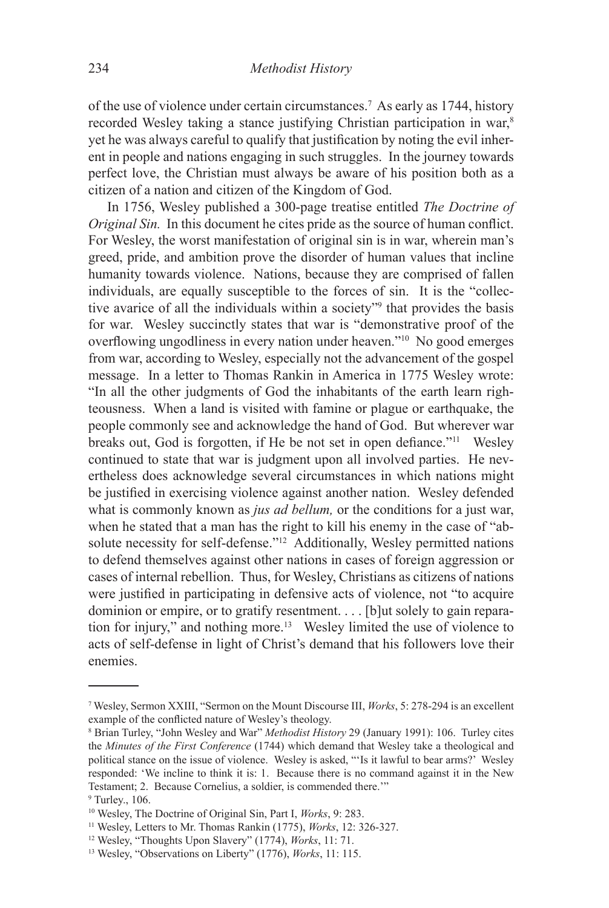of the use of violence under certain circumstances.[7] As early as 1744, history recorded Wesley taking a stance justifying Christian participation in war,[8] yet he was always careful to qualify that justification by noting the evil inherent in people and nations engaging in such struggles. In the journey towards perfect love, the Christian must always be aware of his position both as a citizen of a nation and citizen of the Kingdom of God.

In 1756, Wesley published a 300-page treatise entitled *The Doctrine of Original Sin.* In this document he cites pride as the source of human conflict. For Wesley, the worst manifestation of original sin is in war, wherein man's greed, pride, and ambition prove the disorder of human values that incline humanity towards violence. Nations, because they are comprised of fallen individuals, are equally susceptible to the forces of sin. It is the "collective avarice of all the individuals within a society"[9] that provides the basis for war. Wesley succinctly states that war is "demonstrative proof of the overflowing ungodliness in every nation under heaven."[10] No good emerges from war, according to Wesley, especially not the advancement of the gospel message. In a letter to Thomas Rankin in America in 1775 Wesley wrote: "In all the other judgments of God the inhabitants of the earth learn righteousness. When a land is visited with famine or plague or earthquake, the people commonly see and acknowledge the hand of God. But wherever war breaks out, God is forgotten, if He be not set in open defiance."[11] Wesley continued to state that war is judgment upon all involved parties. He nevertheless does acknowledge several circumstances in which nations might be justified in exercising violence against another nation. Wesley defended what is commonly known as *jus ad bellum,* or the conditions for a just war, when he stated that a man has the right to kill his enemy in the case of "absolute necessity for self-defense."[12] Additionally, Wesley permitted nations to defend themselves against other nations in cases of foreign aggression or cases of internal rebellion. Thus, for Wesley, Christians as citizens of nations were justified in participating in defensive acts of violence, not "to acquire dominion or empire, or to gratify resentment. . . . [b]ut solely to gain reparation for injury," and nothing more.[13] Wesley limited the use of violence to acts of self-defense in light of Christ's demand that his followers love their enemies.

---

[7] Wesley, Sermon XXIII, "Sermon on the Mount Discourse III, *Works*, 5: 278-294 is an excellent example of the conflicted nature of Wesley's theology.

[8] Brian Turley, "John Wesley and War" *Methodist History* 29 (January 1991): 106. Turley cites the *Minutes of the First Conference* (1744) which demand that Wesley take a theological and political stance on the issue of violence. Wesley is asked, "'Is it lawful to bear arms?' Wesley responded: 'We incline to think it is: 1. Because there is no command against it in the New Testament; 2. Because Cornelius, a soldier, is commended there.'"

[9] Turley., 106.

[10] Wesley, The Doctrine of Original Sin, Part I, *Works*, 9: 283.

[11] Wesley, Letters to Mr. Thomas Rankin (1775), *Works*, 12: 326-327.

[12] Wesley, "Thoughts Upon Slavery" (1774), *Works*, 11: 71.

[13] Wesley, "Observations on Liberty" (1776), *Works*, 11: 115.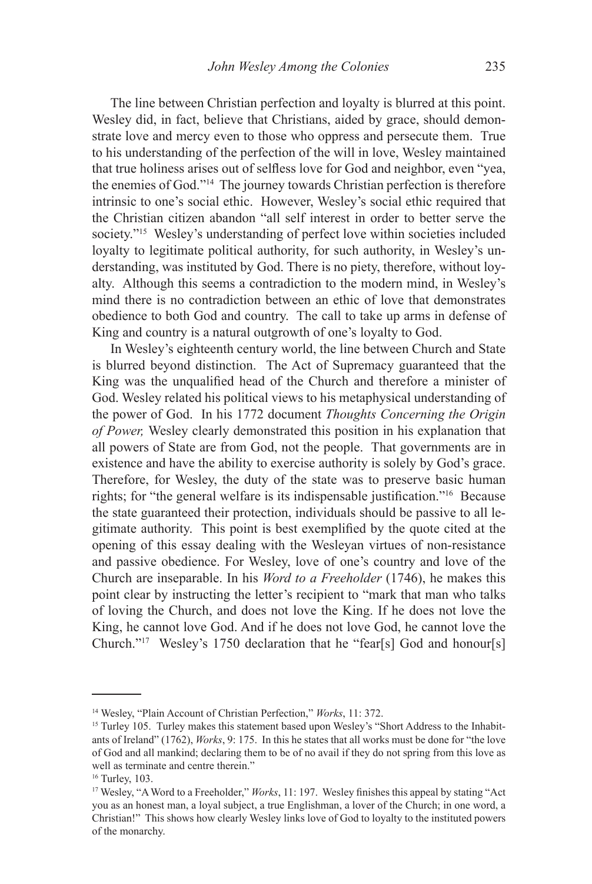The line between Christian perfection and loyalty is blurred at this point. Wesley did, in fact, believe that Christians, aided by grace, should demonstrate love and mercy even to those who oppress and persecute them. True to his understanding of the perfection of the will in love, Wesley maintained that true holiness arises out of selfless love for God and neighbor, even "yea, the enemies of God."[14] The journey towards Christian perfection is therefore intrinsic to one's social ethic. However, Wesley's social ethic required that the Christian citizen abandon "all self interest in order to better serve the society."[15] Wesley's understanding of perfect love within societies included loyalty to legitimate political authority, for such authority, in Wesley's understanding, was instituted by God. There is no piety, therefore, without loyalty. Although this seems a contradiction to the modern mind, in Wesley's mind there is no contradiction between an ethic of love that demonstrates obedience to both God and country. The call to take up arms in defense of King and country is a natural outgrowth of one's loyalty to God.

In Wesley's eighteenth century world, the line between Church and State is blurred beyond distinction. The Act of Supremacy guaranteed that the King was the unqualified head of the Church and therefore a minister of God. Wesley related his political views to his metaphysical understanding of the power of God. In his 1772 document *Thoughts Concerning the Origin of Power,* Wesley clearly demonstrated this position in his explanation that all powers of State are from God, not the people. That governments are in existence and have the ability to exercise authority is solely by God's grace. Therefore, for Wesley, the duty of the state was to preserve basic human rights; for "the general welfare is its indispensable justification."[16] Because the state guaranteed their protection, individuals should be passive to all legitimate authority. This point is best exemplified by the quote cited at the opening of this essay dealing with the Wesleyan virtues of non-resistance and passive obedience. For Wesley, love of one's country and love of the Church are inseparable. In his *Word to a Freeholder* (1746), he makes this point clear by instructing the letter's recipient to "mark that man who talks of loving the Church, and does not love the King. If he does not love the King, he cannot love God. And if he does not love God, he cannot love the Church."[17] Wesley's 1750 declaration that he "fear[s] God and honour[s]

---

[14] Wesley, "Plain Account of Christian Perfection," *Works*, 11: 372.

[15] Turley 105. Turley makes this statement based upon Wesley's "Short Address to the Inhabitants of Ireland" (1762), *Works*, 9: 175. In this he states that all works must be done for "the love of God and all mankind; declaring them to be of no avail if they do not spring from this love as well as terminate and centre therein."

[16] Turley, 103.

[17] Wesley, "A Word to a Freeholder," *Works*, 11: 197. Wesley finishes this appeal by stating "Act you as an honest man, a loyal subject, a true Englishman, a lover of the Church; in one word, a Christian!" This shows how clearly Wesley links love of God to loyalty to the instituted powers of the monarchy.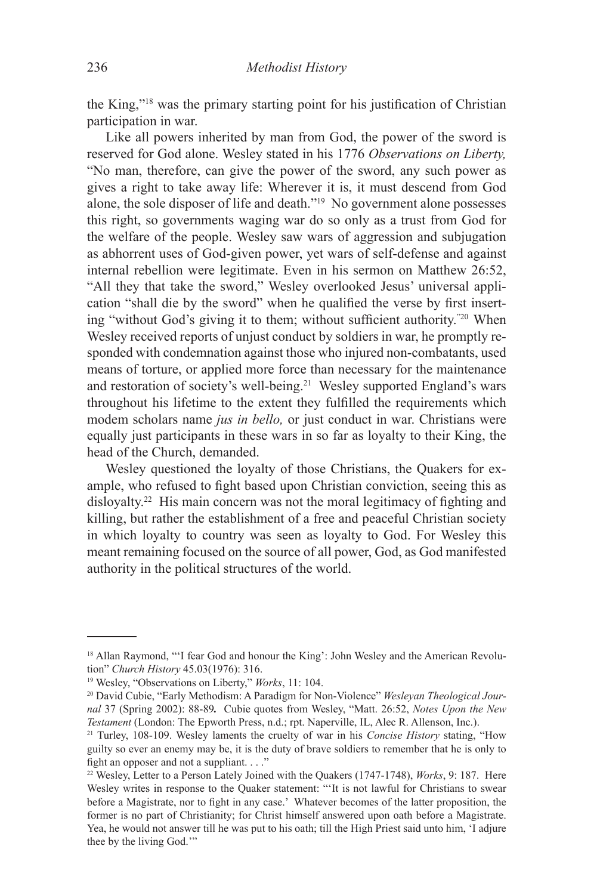the King,"[18] was the primary starting point for his justification of Christian participation in war.

Like all powers inherited by man from God, the power of the sword is reserved for God alone. Wesley stated in his 1776 *Observations on Liberty,* "No man, therefore, can give the power of the sword, any such power as gives a right to take away life: Wherever it is, it must descend from God alone, the sole disposer of life and death."[19] No government alone possesses this right, so governments waging war do so only as a trust from God for the welfare of the people. Wesley saw wars of aggression and subjugation as abhorrent uses of God-given power, yet wars of self-defense and against internal rebellion were legitimate. Even in his sermon on Matthew 26:52, "All they that take the sword," Wesley overlooked Jesus' universal application "shall die by the sword" when he qualified the verse by first inserting "without God's giving it to them; without sufficient authority."[20] When Wesley received reports of unjust conduct by soldiers in war, he promptly responded with condemnation against those who injured non-combatants, used means of torture, or applied more force than necessary for the maintenance and restoration of society's well-being.[21] Wesley supported England's wars throughout his lifetime to the extent they fulfilled the requirements which modem scholars name *jus in bello,* or just conduct in war. Christians were equally just participants in these wars in so far as loyalty to their King, the head of the Church, demanded.

Wesley questioned the loyalty of those Christians, the Quakers for example, who refused to fight based upon Christian conviction, seeing this as disloyalty.[22] His main concern was not the moral legitimacy of fighting and killing, but rather the establishment of a free and peaceful Christian society in which loyalty to country was seen as loyalty to God. For Wesley this meant remaining focused on the source of all power, God, as God manifested authority in the political structures of the world.

---

[18] Allan Raymond, "'I fear God and honour the King': John Wesley and the American Revolution" *Church History* 45.03(1976): 316.

[19] Wesley, "Observations on Liberty," *Works*, 11: 104.

[20] David Cubie, "Early Methodism: A Paradigm for Non-Violence" *Wesleyan Theological Journal* 37 (Spring 2002): 88-89**.** Cubie quotes from Wesley, "Matt. 26:52, *Notes Upon the New Testament* (London: The Epworth Press, n.d.; rpt. Naperville, IL, Alec R. Allenson, Inc.).

[21] Turley, 108-109. Wesley laments the cruelty of war in his *Concise History* stating, "How guilty so ever an enemy may be, it is the duty of brave soldiers to remember that he is only to fight an opposer and not a suppliant. . . ."

[22] Wesley, Letter to a Person Lately Joined with the Quakers (1747-1748), *Works*, 9: 187. Here Wesley writes in response to the Quaker statement: "'It is not lawful for Christians to swear before a Magistrate, nor to fight in any case.' Whatever becomes of the latter proposition, the former is no part of Christianity; for Christ himself answered upon oath before a Magistrate. Yea, he would not answer till he was put to his oath; till the High Priest said unto him, 'I adjure thee by the living God.'"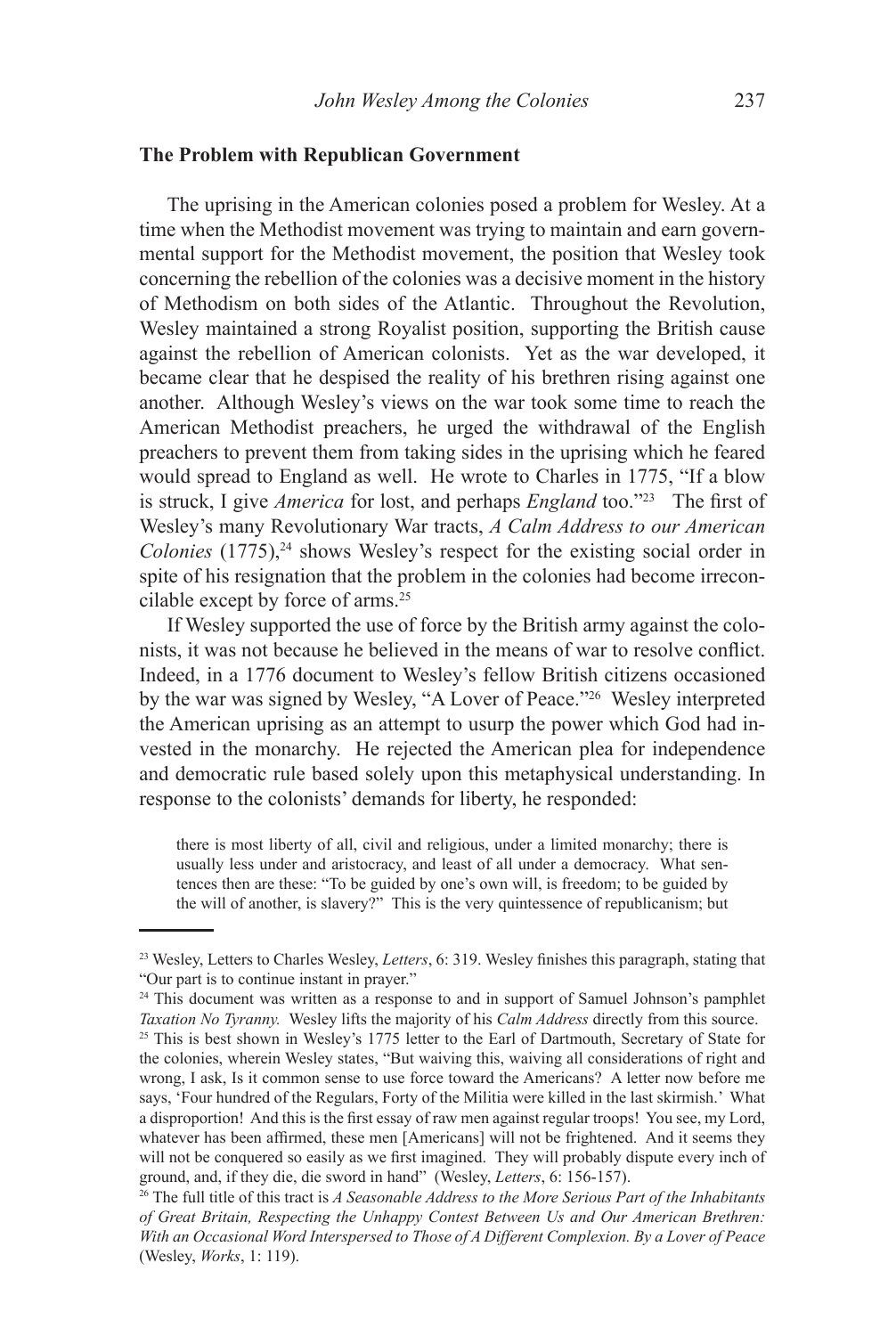### The Problem with Republican Government

The uprising in the American colonies posed a problem for Wesley. At a time when the Methodist movement was trying to maintain and earn governmental support for the Methodist movement, the position that Wesley took concerning the rebellion of the colonies was a decisive moment in the history of Methodism on both sides of the Atlantic. Throughout the Revolution, Wesley maintained a strong Royalist position, supporting the British cause against the rebellion of American colonists. Yet as the war developed, it became clear that he despised the reality of his brethren rising against one another. Although Wesley's views on the war took some time to reach the American Methodist preachers, he urged the withdrawal of the English preachers to prevent them from taking sides in the uprising which he feared would spread to England as well. He wrote to Charles in 1775, "If a blow is struck, I give *America* for lost, and perhaps *England* too."[23] The first of Wesley's many Revolutionary War tracts, *A Calm Address to our American Colonies* (1775),[24] shows Wesley's respect for the existing social order in spite of his resignation that the problem in the colonies had become irreconcilable except by force of arms.[25]

If Wesley supported the use of force by the British army against the colonists, it was not because he believed in the means of war to resolve conflict. Indeed, in a 1776 document to Wesley's fellow British citizens occasioned by the war was signed by Wesley, "A Lover of Peace."[26] Wesley interpreted the American uprising as an attempt to usurp the power which God had invested in the monarchy. He rejected the American plea for independence and democratic rule based solely upon this metaphysical understanding. In response to the colonists' demands for liberty, he responded:

> there is most liberty of all, civil and religious, under a limited monarchy; there is usually less under and aristocracy, and least of all under a democracy. What sentences then are these: "To be guided by one's own will, is freedom; to be guided by the will of another, is slavery?" This is the very quintessence of republicanism; but

---

[23] Wesley, Letters to Charles Wesley, *Letters*, 6: 319. Wesley finishes this paragraph, stating that "Our part is to continue instant in prayer."

[24] This document was written as a response to and in support of Samuel Johnson's pamphlet *Taxation No Tyranny.* Wesley lifts the majority of his *Calm Address* directly from this source.

[25] This is best shown in Wesley's 1775 letter to the Earl of Dartmouth, Secretary of State for the colonies, wherein Wesley states, "But waiving this, waiving all considerations of right and wrong, I ask, Is it common sense to use force toward the Americans? A letter now before me says, 'Four hundred of the Regulars, Forty of the Militia were killed in the last skirmish.' What a disproportion! And this is the first essay of raw men against regular troops! You see, my Lord, whatever has been affirmed, these men [Americans] will not be frightened. And it seems they will not be conquered so easily as we first imagined. They will probably dispute every inch of ground, and, if they die, die sword in hand" (Wesley, *Letters*, 6: 156-157).

[26] The full title of this tract is *A Seasonable Address to the More Serious Part of the Inhabitants of Great Britain, Respecting the Unhappy Contest Between Us and Our American Brethren: With an Occasional Word Interspersed to Those of A Different Complexion. By a Lover of Peace* (Wesley, *Works*, 1: 119).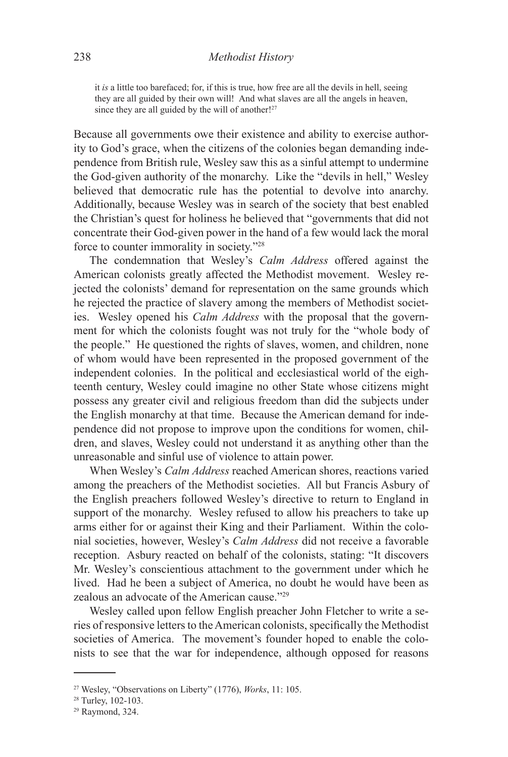> it *is* a little too barefaced; for, if this is true, how free are all the devils in hell, seeing they are all guided by their own will! And what slaves are all the angels in heaven, since they are all guided by the will of another![27]

Because all governments owe their existence and ability to exercise authority to God's grace, when the citizens of the colonies began demanding independence from British rule, Wesley saw this as a sinful attempt to undermine the God-given authority of the monarchy. Like the "devils in hell," Wesley believed that democratic rule has the potential to devolve into anarchy. Additionally, because Wesley was in search of the society that best enabled the Christian's quest for holiness he believed that "governments that did not concentrate their God-given power in the hand of a few would lack the moral force to counter immorality in society."[28]

The condemnation that Wesley's *Calm Address* offered against the American colonists greatly affected the Methodist movement. Wesley rejected the colonists' demand for representation on the same grounds which he rejected the practice of slavery among the members of Methodist societies. Wesley opened his *Calm Address* with the proposal that the government for which the colonists fought was not truly for the "whole body of the people." He questioned the rights of slaves, women, and children, none of whom would have been represented in the proposed government of the independent colonies. In the political and ecclesiastical world of the eighteenth century, Wesley could imagine no other State whose citizens might possess any greater civil and religious freedom than did the subjects under the English monarchy at that time. Because the American demand for independence did not propose to improve upon the conditions for women, children, and slaves, Wesley could not understand it as anything other than the unreasonable and sinful use of violence to attain power.

When Wesley's *Calm Address* reached American shores, reactions varied among the preachers of the Methodist societies. All but Francis Asbury of the English preachers followed Wesley's directive to return to England in support of the monarchy. Wesley refused to allow his preachers to take up arms either for or against their King and their Parliament. Within the colonial societies, however, Wesley's *Calm Address* did not receive a favorable reception. Asbury reacted on behalf of the colonists, stating: "It discovers Mr. Wesley's conscientious attachment to the government under which he lived. Had he been a subject of America, no doubt he would have been as zealous an advocate of the American cause."[29]

Wesley called upon fellow English preacher John Fletcher to write a series of responsive letters to the American colonists, specifically the Methodist societies of America. The movement's founder hoped to enable the colonists to see that the war for independence, although opposed for reasons

---

[27] Wesley, "Observations on Liberty" (1776), *Works*, 11: 105.

[28] Turley, 102-103.

[29] Raymond, 324.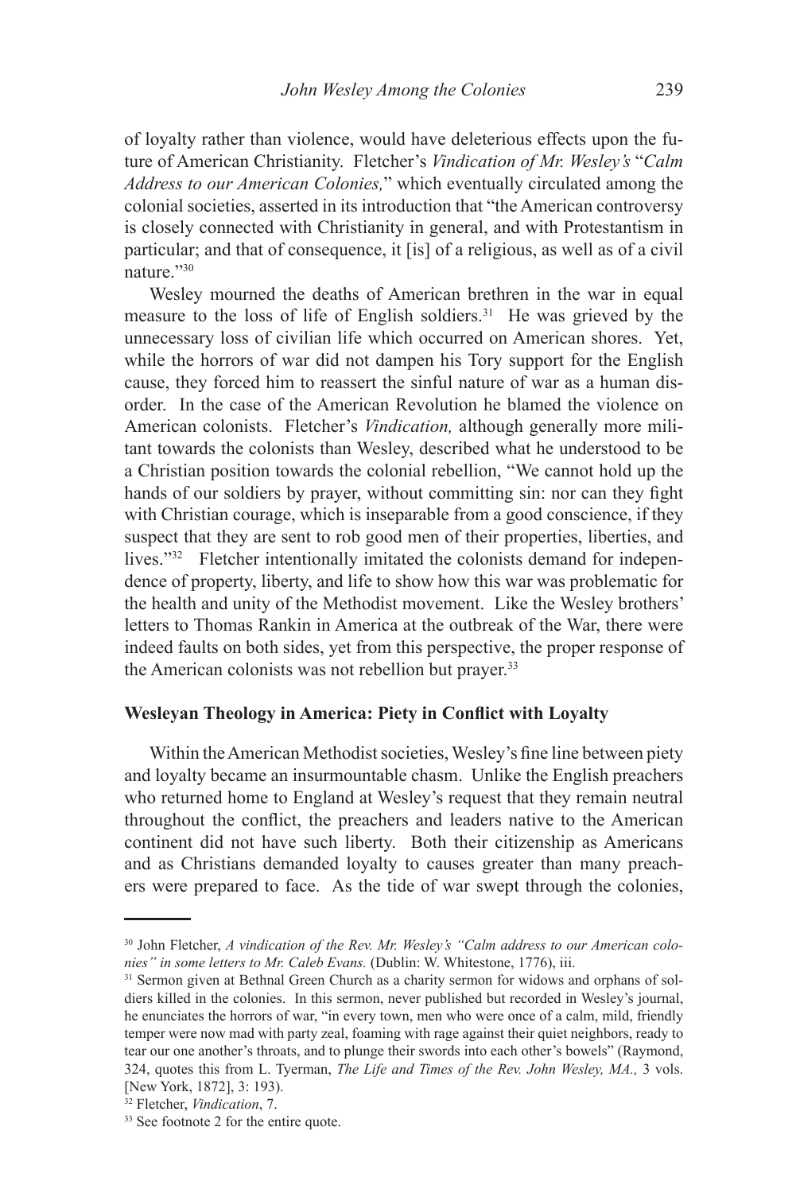of loyalty rather than violence, would have deleterious effects upon the future of American Christianity. Fletcher's *Vindication of Mr. Wesley's* "*Calm Address to our American Colonies,*" which eventually circulated among the colonial societies, asserted in its introduction that "the American controversy is closely connected with Christianity in general, and with Protestantism in particular; and that of consequence, it [is] of a religious, as well as of a civil nature."[30]

Wesley mourned the deaths of American brethren in the war in equal measure to the loss of life of English soldiers.[31] He was grieved by the unnecessary loss of civilian life which occurred on American shores. Yet, while the horrors of war did not dampen his Tory support for the English cause, they forced him to reassert the sinful nature of war as a human disorder. In the case of the American Revolution he blamed the violence on American colonists. Fletcher's *Vindication,* although generally more militant towards the colonists than Wesley, described what he understood to be a Christian position towards the colonial rebellion, "We cannot hold up the hands of our soldiers by prayer, without committing sin: nor can they fight with Christian courage, which is inseparable from a good conscience, if they suspect that they are sent to rob good men of their properties, liberties, and lives."[32] Fletcher intentionally imitated the colonists demand for independence of property, liberty, and life to show how this war was problematic for the health and unity of the Methodist movement. Like the Wesley brothers' letters to Thomas Rankin in America at the outbreak of the War, there were indeed faults on both sides, yet from this perspective, the proper response of the American colonists was not rebellion but prayer.[33]

**Wesleyan Theology in America: Piety in Conflict with Loyalty**

Within the American Methodist societies, Wesley's fine line between piety and loyalty became an insurmountable chasm. Unlike the English preachers who returned home to England at Wesley's request that they remain neutral throughout the conflict, the preachers and leaders native to the American continent did not have such liberty. Both their citizenship as Americans and as Christians demanded loyalty to causes greater than many preachers were prepared to face. As the tide of war swept through the colonies,

---

[30] John Fletcher, *A vindication of the Rev. Mr. Wesley's "Calm address to our American colonies" in some letters to Mr. Caleb Evans.* (Dublin: W. Whitestone, 1776), iii.

[31] Sermon given at Bethnal Green Church as a charity sermon for widows and orphans of soldiers killed in the colonies. In this sermon, never published but recorded in Wesley's journal, he enunciates the horrors of war, "in every town, men who were once of a calm, mild, friendly temper were now mad with party zeal, foaming with rage against their quiet neighbors, ready to tear our one another's throats, and to plunge their swords into each other's bowels" (Raymond, 324, quotes this from L. Tyerman, *The Life and Times of the Rev. John Wesley, MA.,* 3 vols. [New York, 1872], 3: 193).

[32] Fletcher, *Vindication*, 7.

[33] See footnote 2 for the entire quote.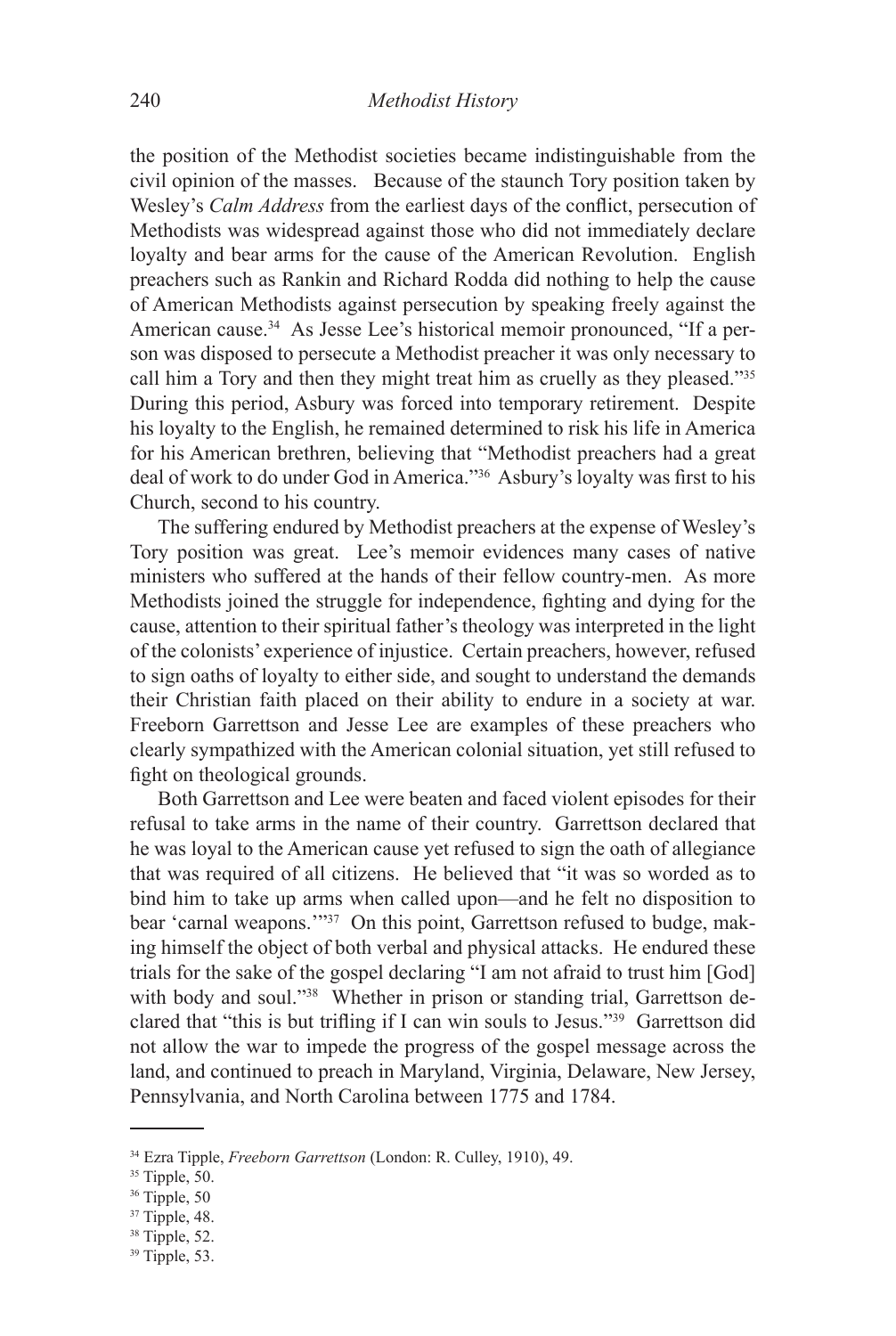the position of the Methodist societies became indistinguishable from the civil opinion of the masses. Because of the staunch Tory position taken by Wesley's *Calm Address* from the earliest days of the conflict, persecution of Methodists was widespread against those who did not immediately declare loyalty and bear arms for the cause of the American Revolution. English preachers such as Rankin and Richard Rodda did nothing to help the cause of American Methodists against persecution by speaking freely against the American cause.[34] As Jesse Lee's historical memoir pronounced, "If a person was disposed to persecute a Methodist preacher it was only necessary to call him a Tory and then they might treat him as cruelly as they pleased."[35] During this period, Asbury was forced into temporary retirement. Despite his loyalty to the English, he remained determined to risk his life in America for his American brethren, believing that "Methodist preachers had a great deal of work to do under God in America."[36] Asbury's loyalty was first to his Church, second to his country.

The suffering endured by Methodist preachers at the expense of Wesley's Tory position was great. Lee's memoir evidences many cases of native ministers who suffered at the hands of their fellow country-men. As more Methodists joined the struggle for independence, fighting and dying for the cause, attention to their spiritual father's theology was interpreted in the light of the colonists' experience of injustice. Certain preachers, however, refused to sign oaths of loyalty to either side, and sought to understand the demands their Christian faith placed on their ability to endure in a society at war. Freeborn Garrettson and Jesse Lee are examples of these preachers who clearly sympathized with the American colonial situation, yet still refused to fight on theological grounds.

Both Garrettson and Lee were beaten and faced violent episodes for their refusal to take arms in the name of their country. Garrettson declared that he was loyal to the American cause yet refused to sign the oath of allegiance that was required of all citizens. He believed that "it was so worded as to bind him to take up arms when called upon—and he felt no disposition to bear 'carnal weapons.'"[37] On this point, Garrettson refused to budge, making himself the object of both verbal and physical attacks. He endured these trials for the sake of the gospel declaring "I am not afraid to trust him [God] with body and soul."[38] Whether in prison or standing trial, Garrettson declared that "this is but trifling if I can win souls to Jesus."[39] Garrettson did not allow the war to impede the progress of the gospel message across the land, and continued to preach in Maryland, Virginia, Delaware, New Jersey, Pennsylvania, and North Carolina between 1775 and 1784.

---

[34] Ezra Tipple, *Freeborn Garrettson* (London: R. Culley, 1910), 49.

[35] Tipple, 50.

[36] Tipple, 50

[37] Tipple, 48.

[38] Tipple, 52.

[39] Tipple, 53.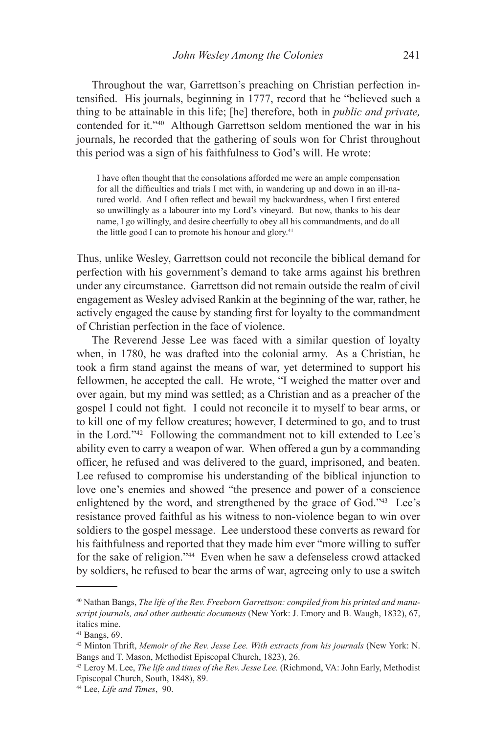Throughout the war, Garrettson's preaching on Christian perfection intensified. His journals, beginning in 1777, record that he "believed such a thing to be attainable in this life; [he] therefore, both in *public and private,* contended for it."[40] Although Garrettson seldom mentioned the war in his journals, he recorded that the gathering of souls won for Christ throughout this period was a sign of his faithfulness to God's will. He wrote:

> I have often thought that the consolations afforded me were an ample compensation for all the difficulties and trials I met with, in wandering up and down in an ill-natured world. And I often reflect and bewail my backwardness, when I first entered so unwillingly as a labourer into my Lord's vineyard. But now, thanks to his dear name, I go willingly, and desire cheerfully to obey all his commandments, and do all the little good I can to promote his honour and glory.[41]

Thus, unlike Wesley, Garrettson could not reconcile the biblical demand for perfection with his government's demand to take arms against his brethren under any circumstance. Garrettson did not remain outside the realm of civil engagement as Wesley advised Rankin at the beginning of the war, rather, he actively engaged the cause by standing first for loyalty to the commandment of Christian perfection in the face of violence.

The Reverend Jesse Lee was faced with a similar question of loyalty when, in 1780, he was drafted into the colonial army. As a Christian, he took a firm stand against the means of war, yet determined to support his fellowmen, he accepted the call. He wrote, "I weighed the matter over and over again, but my mind was settled; as a Christian and as a preacher of the gospel I could not fight. I could not reconcile it to myself to bear arms, or to kill one of my fellow creatures; however, I determined to go, and to trust in the Lord."[42] Following the commandment not to kill extended to Lee's ability even to carry a weapon of war. When offered a gun by a commanding officer, he refused and was delivered to the guard, imprisoned, and beaten. Lee refused to compromise his understanding of the biblical injunction to love one's enemies and showed "the presence and power of a conscience enlightened by the word, and strengthened by the grace of God."[43] Lee's resistance proved faithful as his witness to non-violence began to win over soldiers to the gospel message. Lee understood these converts as reward for his faithfulness and reported that they made him ever "more willing to suffer for the sake of religion."[44] Even when he saw a defenseless crowd attacked by soldiers, he refused to bear the arms of war, agreeing only to use a switch

---

[40] Nathan Bangs, *The life of the Rev. Freeborn Garrettson: compiled from his printed and manuscript journals, and other authentic documents* (New York: J. Emory and B. Waugh, 1832), 67, italics mine.

[41] Bangs, 69.

[42] Minton Thrift, *Memoir of the Rev. Jesse Lee. With extracts from his journals* (New York: N. Bangs and T. Mason, Methodist Episcopal Church, 1823), 26.

[43] Leroy M. Lee, *The life and times of the Rev. Jesse Lee.* (Richmond, VA: John Early, Methodist Episcopal Church, South, 1848), 89.

[44] Lee, *Life and Times*, 90.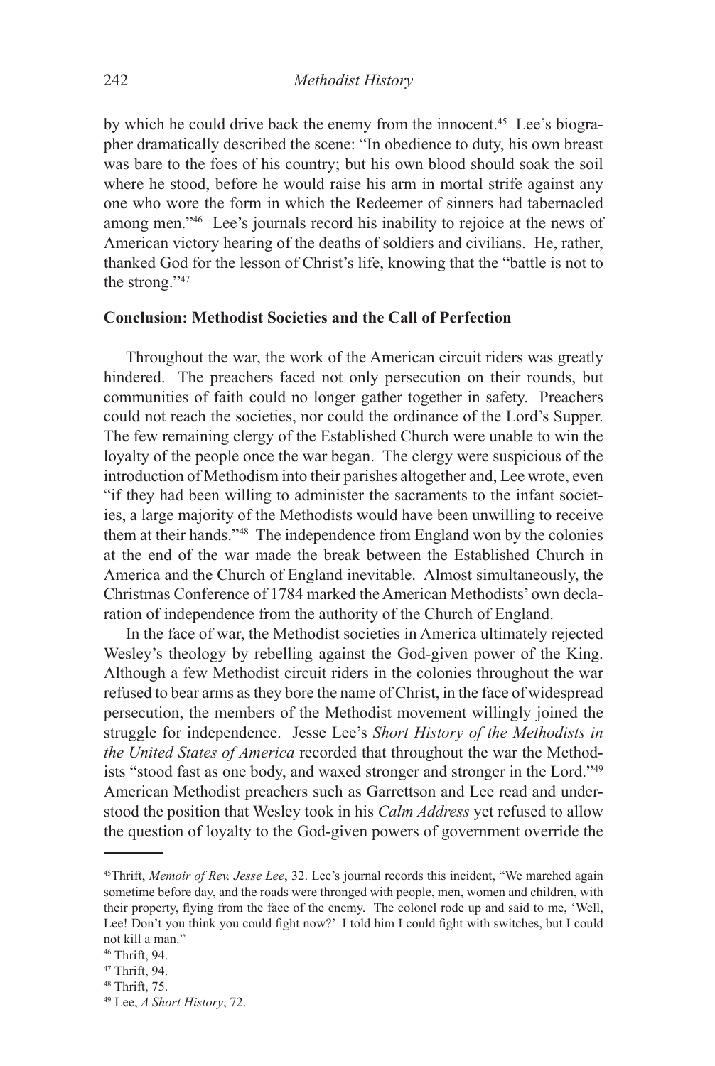by which he could drive back the enemy from the innocent.[45] Lee's biographer dramatically described the scene: "In obedience to duty, his own breast was bare to the foes of his country; but his own blood should soak the soil where he stood, before he would raise his arm in mortal strife against any one who wore the form in which the Redeemer of sinners had tabernacled among men."[46] Lee's journals record his inability to rejoice at the news of American victory hearing of the deaths of soldiers and civilians. He, rather, thanked God for the lesson of Christ's life, knowing that the "battle is not to the strong."[47]

**Conclusion: Methodist Societies and the Call of Perfection**

Throughout the war, the work of the American circuit riders was greatly hindered. The preachers faced not only persecution on their rounds, but communities of faith could no longer gather together in safety. Preachers could not reach the societies, nor could the ordinance of the Lord's Supper. The few remaining clergy of the Established Church were unable to win the loyalty of the people once the war began. The clergy were suspicious of the introduction of Methodism into their parishes altogether and, Lee wrote, even "if they had been willing to administer the sacraments to the infant societies, a large majority of the Methodists would have been unwilling to receive them at their hands."[48] The independence from England won by the colonies at the end of the war made the break between the Established Church in America and the Church of England inevitable. Almost simultaneously, the Christmas Conference of 1784 marked the American Methodists' own declaration of independence from the authority of the Church of England.

In the face of war, the Methodist societies in America ultimately rejected Wesley's theology by rebelling against the God-given power of the King. Although a few Methodist circuit riders in the colonies throughout the war refused to bear arms as they bore the name of Christ, in the face of widespread persecution, the members of the Methodist movement willingly joined the struggle for independence. Jesse Lee's *Short History of the Methodists in the United States of America* recorded that throughout the war the Methodists "stood fast as one body, and waxed stronger and stronger in the Lord."[49] American Methodist preachers such as Garrettson and Lee read and understood the position that Wesley took in his *Calm Address* yet refused to allow the question of loyalty to the God-given powers of government override the

---

[45] Thrift, *Memoir of Rev. Jesse Lee*, 32. Lee's journal records this incident, "We marched again sometime before day, and the roads were thronged with people, men, women and children, with their property, flying from the face of the enemy. The colonel rode up and said to me, 'Well, Lee! Don't you think you could fight now?' I told him I could fight with switches, but I could not kill a man."

[46] Thrift, 94.

[47] Thrift, 94.

[48] Thrift, 75.

[49] Lee, *A Short History*, 72.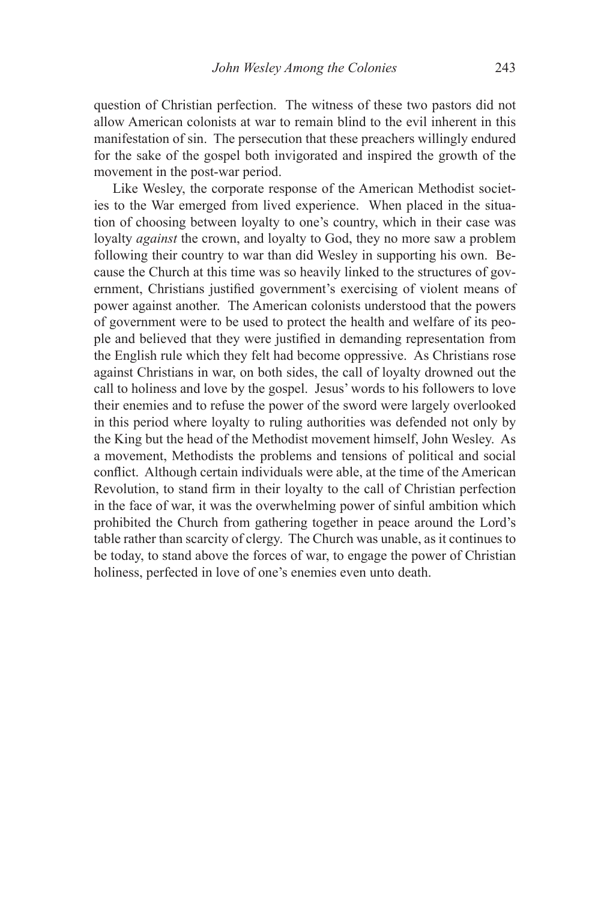question of Christian perfection. The witness of these two pastors did not allow American colonists at war to remain blind to the evil inherent in this manifestation of sin. The persecution that these preachers willingly endured for the sake of the gospel both invigorated and inspired the growth of the movement in the post-war period.

Like Wesley, the corporate response of the American Methodist societies to the War emerged from lived experience. When placed in the situation of choosing between loyalty to one's country, which in their case was loyalty *against* the crown, and loyalty to God, they no more saw a problem following their country to war than did Wesley in supporting his own. Because the Church at this time was so heavily linked to the structures of government, Christians justified government's exercising of violent means of power against another. The American colonists understood that the powers of government were to be used to protect the health and welfare of its people and believed that they were justified in demanding representation from the English rule which they felt had become oppressive. As Christians rose against Christians in war, on both sides, the call of loyalty drowned out the call to holiness and love by the gospel. Jesus' words to his followers to love their enemies and to refuse the power of the sword were largely overlooked in this period where loyalty to ruling authorities was defended not only by the King but the head of the Methodist movement himself, John Wesley. As a movement, Methodists the problems and tensions of political and social conflict. Although certain individuals were able, at the time of the American Revolution, to stand firm in their loyalty to the call of Christian perfection in the face of war, it was the overwhelming power of sinful ambition which prohibited the Church from gathering together in peace around the Lord's table rather than scarcity of clergy. The Church was unable, as it continues to be today, to stand above the forces of war, to engage the power of Christian holiness, perfected in love of one's enemies even unto death.